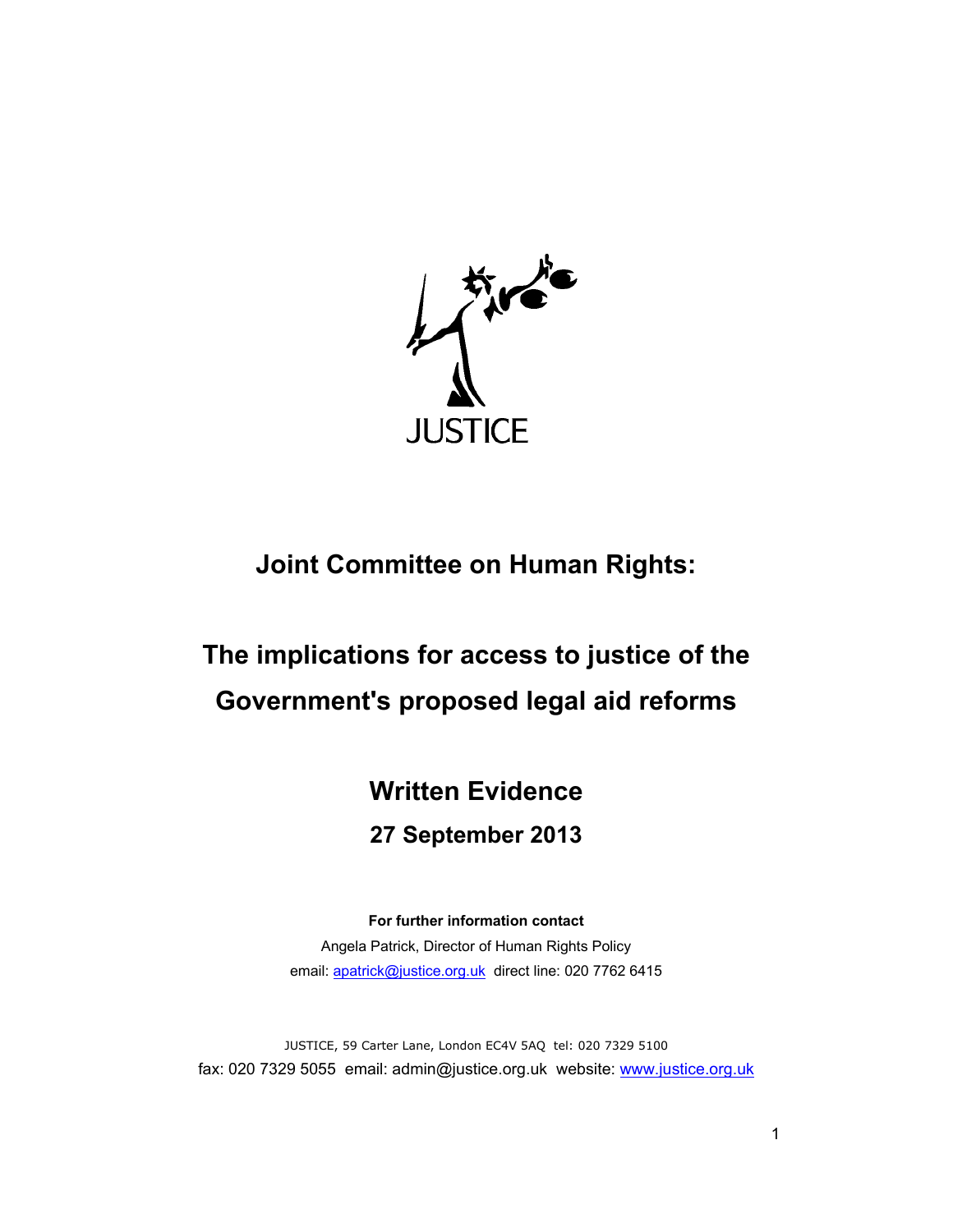JUSTICE

# Joint Committee on Human Rights:

# The implications for access to justice of the Government's proposed legal aid reforms

## Written Evidence

### 27 September 2013

**For further information contact**

Angela Patrick, Director of Human Rights Policy

email: apatrick@justice.org.uk direct line: 020 7762 6415

JUSTICE, 59 Carter Lane, London EC4V 5AQ tel: 020 7329 5100

fax: 020 7329 5055 email: admin@justice.org.uk website: www.justice.org.uk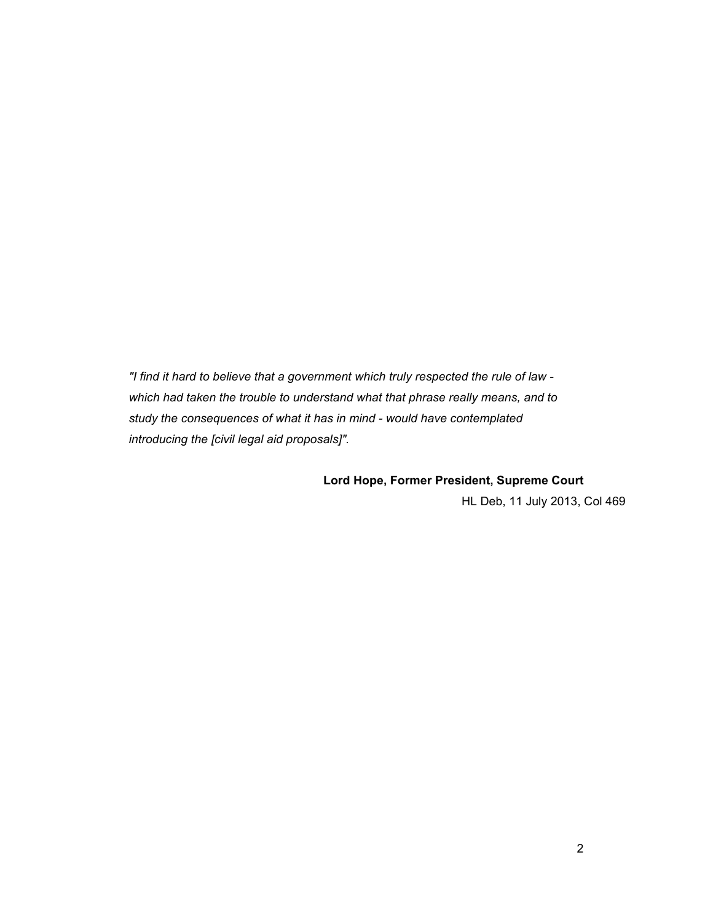*"I find it hard to believe that a government which truly respected the rule of law - which had taken the trouble to understand what that phrase really means, and to study the consequences of what it has in mind - would have contemplated introducing the [civil legal aid proposals]".*

**Lord Hope, Former President, Supreme Court**

HL Deb, 11 July 2013, Col 469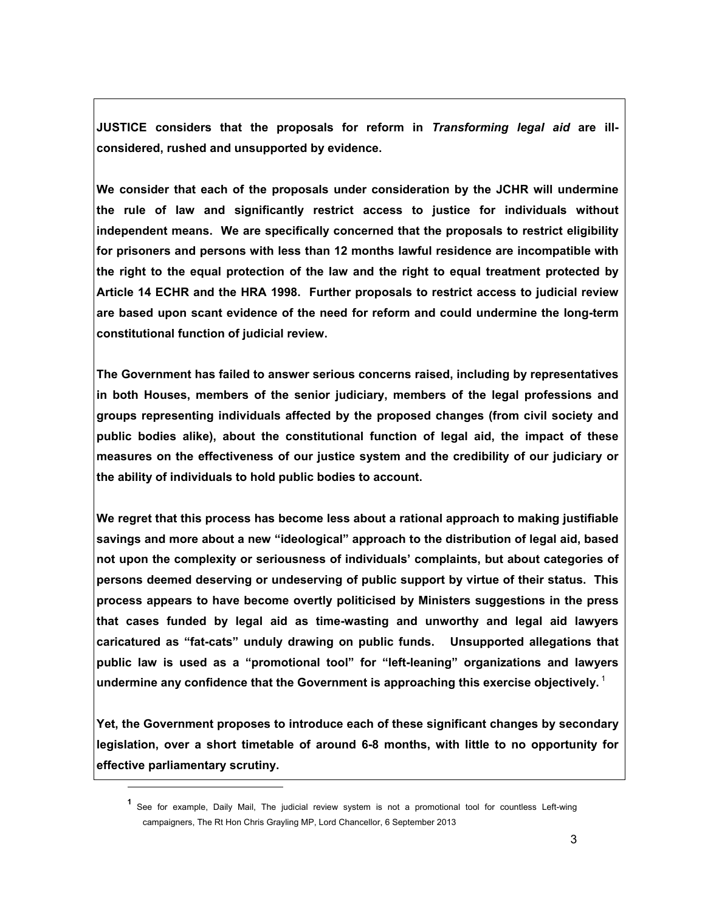**JUSTICE considers that the proposals for reform in *Transforming legal aid* are ill-considered, rushed and unsupported by evidence.**

**We consider that each of the proposals under consideration by the JCHR will undermine the rule of law and significantly restrict access to justice for individuals without independent means. We are specifically concerned that the proposals to restrict eligibility for prisoners and persons with less than 12 months lawful residence are incompatible with the right to the equal protection of the law and the right to equal treatment protected by Article 14 ECHR and the HRA 1998. Further proposals to restrict access to judicial review are based upon scant evidence of the need for reform and could undermine the long-term constitutional function of judicial review.**

**The Government has failed to answer serious concerns raised, including by representatives in both Houses, members of the senior judiciary, members of the legal professions and groups representing individuals affected by the proposed changes (from civil society and public bodies alike), about the constitutional function of legal aid, the impact of these measures on the effectiveness of our justice system and the credibility of our judiciary or the ability of individuals to hold public bodies to account.**

**We regret that this process has become less about a rational approach to making justifiable savings and more about a new "ideological" approach to the distribution of legal aid, based not upon the complexity or seriousness of individuals' complaints, but about categories of persons deemed deserving or undeserving of public support by virtue of their status. This process appears to have become overtly politicised by Ministers suggestions in the press that cases funded by legal aid as time-wasting and unworthy and legal aid lawyers caricatured as "fat-cats" unduly drawing on public funds. Unsupported allegations that public law is used as a "promotional tool" for "left-leaning" organizations and lawyers undermine any confidence that the Government is approaching this exercise objectively.** [1]

**Yet, the Government proposes to introduce each of these significant changes by secondary legislation, over a short timetable of around 6-8 months, with little to no opportunity for effective parliamentary scrutiny.**

---

[1] See for example, Daily Mail, The judicial review system is not a promotional tool for countless Left-wing campaigners, The Rt Hon Chris Grayling MP, Lord Chancellor, 6 September 2013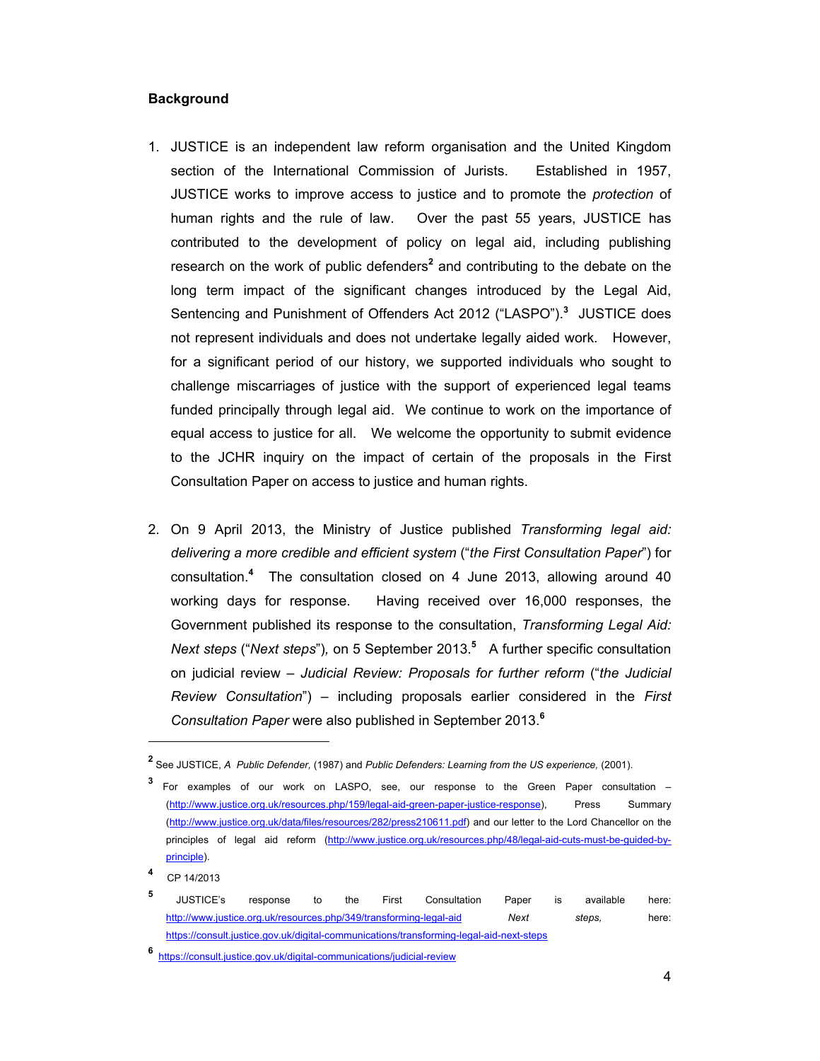**Background**

1. JUSTICE is an independent law reform organisation and the United Kingdom section of the International Commission of Jurists. Established in 1957, JUSTICE works to improve access to justice and to promote the *protection* of human rights and the rule of law. Over the past 55 years, JUSTICE has contributed to the development of policy on legal aid, including publishing research on the work of public defenders[2] and contributing to the debate on the long term impact of the significant changes introduced by the Legal Aid, Sentencing and Punishment of Offenders Act 2012 ("LASPO").[3] JUSTICE does not represent individuals and does not undertake legally aided work. However, for a significant period of our history, we supported individuals who sought to challenge miscarriages of justice with the support of experienced legal teams funded principally through legal aid. We continue to work on the importance of equal access to justice for all. We welcome the opportunity to submit evidence to the JCHR inquiry on the impact of certain of the proposals in the First Consultation Paper on access to justice and human rights.

2. On 9 April 2013, the Ministry of Justice published *Transforming legal aid: delivering a more credible and efficient system* ("*the First Consultation Paper*") for consultation.[4] The consultation closed on 4 June 2013, allowing around 40 working days for response. Having received over 16,000 responses, the Government published its response to the consultation, *Transforming Legal Aid: Next steps* ("*Next steps*"), on 5 September 2013.[5] A further specific consultation on judicial review – *Judicial Review: Proposals for further reform* ("*the Judicial Review Consultation*") – including proposals earlier considered in the *First Consultation Paper* were also published in September 2013.[6]

---

[2] See JUSTICE, *A Public Defender,* (1987) and *Public Defenders: Learning from the US experience,* (2001).

[3] For examples of our work on LASPO, see, our response to the Green Paper consultation – (http://www.justice.org.uk/resources.php/159/legal-aid-green-paper-justice-response), Press Summary (http://www.justice.org.uk/data/files/resources/282/press210611.pdf) and our letter to the Lord Chancellor on the principles of legal aid reform (http://www.justice.org.uk/resources.php/48/legal-aid-cuts-must-be-guided-by-principle).

[4] CP 14/2013

[5] JUSTICE's response to the First Consultation Paper is available here: http://www.justice.org.uk/resources.php/349/transforming-legal-aid *Next steps,* here: https://consult.justice.gov.uk/digital-communications/transforming-legal-aid-next-steps

[6] https://consult.justice.gov.uk/digital-communications/judicial-review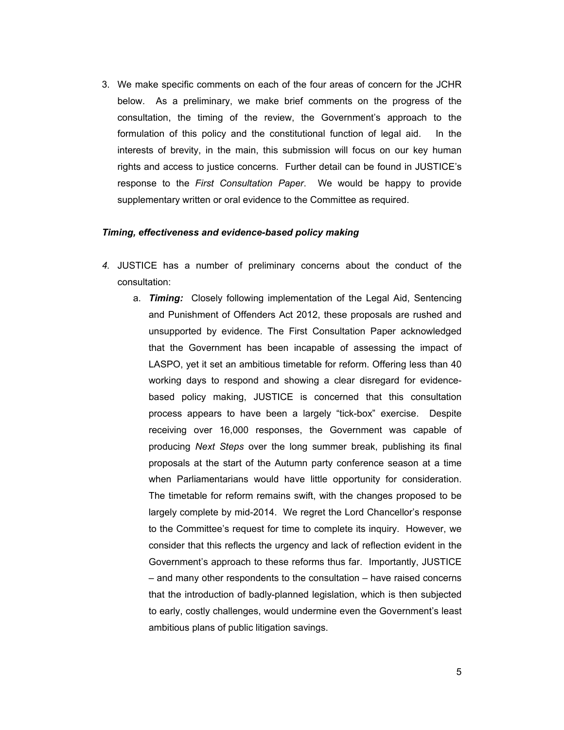3. We make specific comments on each of the four areas of concern for the JCHR below. As a preliminary, we make brief comments on the progress of the consultation, the timing of the review, the Government's approach to the formulation of this policy and the constitutional function of legal aid. In the interests of brevity, in the main, this submission will focus on our key human rights and access to justice concerns. Further detail can be found in JUSTICE's response to the *First Consultation Paper*. We would be happy to provide supplementary written or oral evidence to the Committee as required.

***Timing, effectiveness and evidence-based policy making***

*4.* JUSTICE has a number of preliminary concerns about the conduct of the consultation:

   a. ***Timing:*** Closely following implementation of the Legal Aid, Sentencing and Punishment of Offenders Act 2012, these proposals are rushed and unsupported by evidence. The First Consultation Paper acknowledged that the Government has been incapable of assessing the impact of LASPO, yet it set an ambitious timetable for reform. Offering less than 40 working days to respond and showing a clear disregard for evidence-based policy making, JUSTICE is concerned that this consultation process appears to have been a largely "tick-box" exercise. Despite receiving over 16,000 responses, the Government was capable of producing *Next Steps* over the long summer break, publishing its final proposals at the start of the Autumn party conference season at a time when Parliamentarians would have little opportunity for consideration. The timetable for reform remains swift, with the changes proposed to be largely complete by mid-2014. We regret the Lord Chancellor's response to the Committee's request for time to complete its inquiry. However, we consider that this reflects the urgency and lack of reflection evident in the Government's approach to these reforms thus far. Importantly, JUSTICE – and many other respondents to the consultation – have raised concerns that the introduction of badly-planned legislation, which is then subjected to early, costly challenges, would undermine even the Government's least ambitious plans of public litigation savings.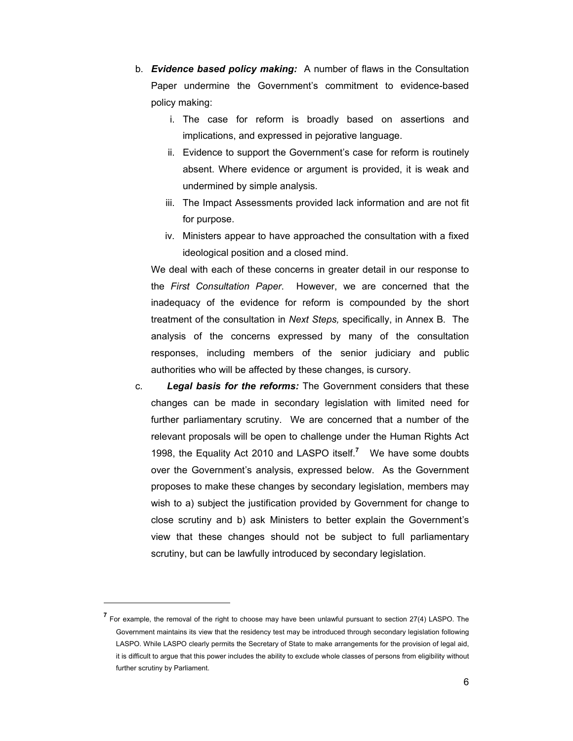b. ***Evidence based policy making:*** A number of flaws in the Consultation Paper undermine the Government's commitment to evidence-based policy making:

   i. The case for reform is broadly based on assertions and implications, and expressed in pejorative language.

   ii. Evidence to support the Government's case for reform is routinely absent. Where evidence or argument is provided, it is weak and undermined by simple analysis.

   iii. The Impact Assessments provided lack information and are not fit for purpose.

   iv. Ministers appear to have approached the consultation with a fixed ideological position and a closed mind.

   We deal with each of these concerns in greater detail in our response to the *First Consultation Paper*. However, we are concerned that the inadequacy of the evidence for reform is compounded by the short treatment of the consultation in *Next Steps,* specifically, in Annex B. The analysis of the concerns expressed by many of the consultation responses, including members of the senior judiciary and public authorities who will be affected by these changes, is cursory.

c. ***Legal basis for the reforms:*** The Government considers that these changes can be made in secondary legislation with limited need for further parliamentary scrutiny. We are concerned that a number of the relevant proposals will be open to challenge under the Human Rights Act 1998, the Equality Act 2010 and LASPO itself.[7] We have some doubts over the Government's analysis, expressed below. As the Government proposes to make these changes by secondary legislation, members may wish to a) subject the justification provided by Government for change to close scrutiny and b) ask Ministers to better explain the Government's view that these changes should not be subject to full parliamentary scrutiny, but can be lawfully introduced by secondary legislation.

---

[7] For example, the removal of the right to choose may have been unlawful pursuant to section 27(4) LASPO. The Government maintains its view that the residency test may be introduced through secondary legislation following LASPO. While LASPO clearly permits the Secretary of State to make arrangements for the provision of legal aid, it is difficult to argue that this power includes the ability to exclude whole classes of persons from eligibility without further scrutiny by Parliament.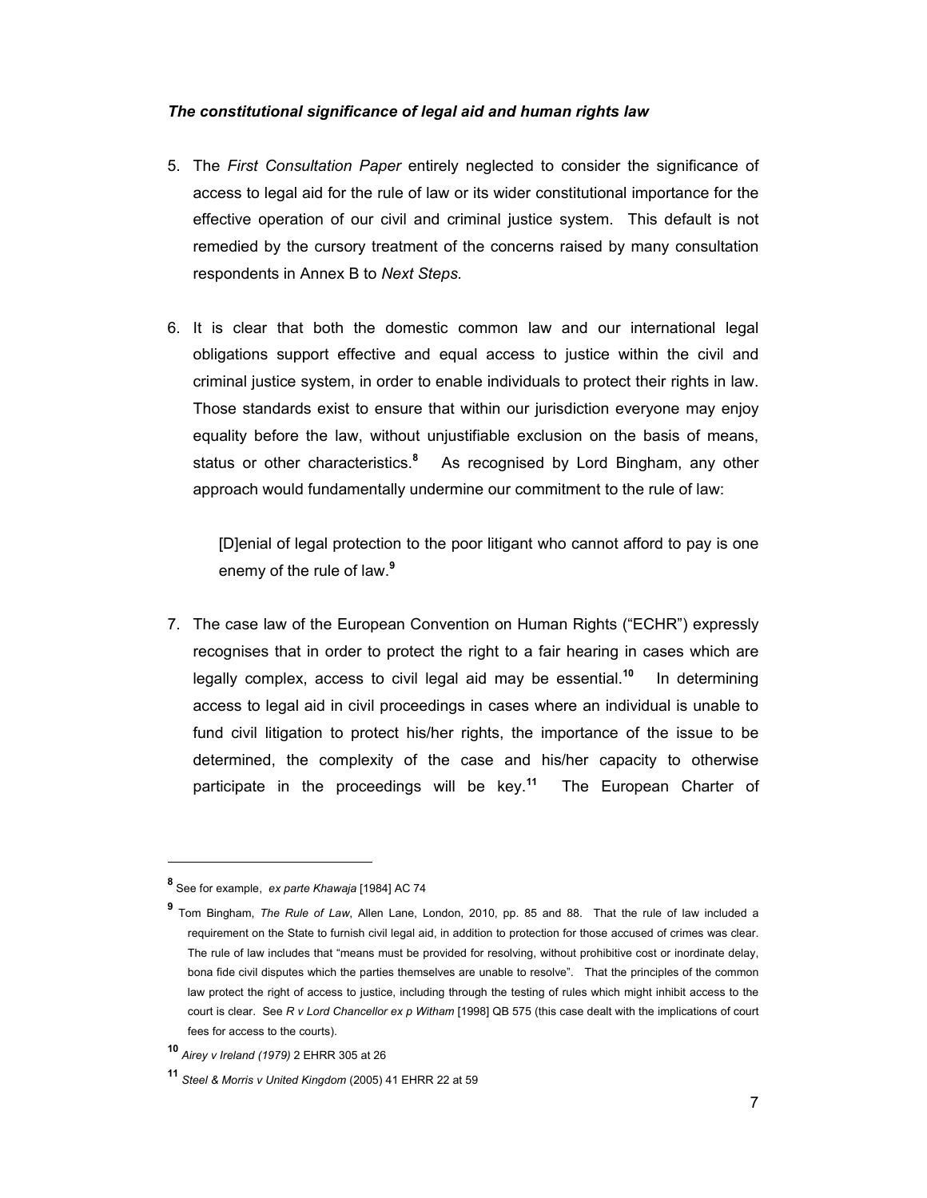### *The constitutional significance of legal aid and human rights law*

5. The *First Consultation Paper* entirely neglected to consider the significance of access to legal aid for the rule of law or its wider constitutional importance for the effective operation of our civil and criminal justice system. This default is not remedied by the cursory treatment of the concerns raised by many consultation respondents in Annex B to *Next Steps.*

6. It is clear that both the domestic common law and our international legal obligations support effective and equal access to justice within the civil and criminal justice system, in order to enable individuals to protect their rights in law. Those standards exist to ensure that within our jurisdiction everyone may enjoy equality before the law, without unjustifiable exclusion on the basis of means, status or other characteristics.[8] As recognised by Lord Bingham, any other approach would fundamentally undermine our commitment to the rule of law:

   > [D]enial of legal protection to the poor litigant who cannot afford to pay is one enemy of the rule of law.[9]

7. The case law of the European Convention on Human Rights ("ECHR") expressly recognises that in order to protect the right to a fair hearing in cases which are legally complex, access to civil legal aid may be essential.[10] In determining access to legal aid in civil proceedings in cases where an individual is unable to fund civil litigation to protect his/her rights, the importance of the issue to be determined, the complexity of the case and his/her capacity to otherwise participate in the proceedings will be key.[11] The European Charter of

---

[8] See for example, *ex parte Khawaja* [1984] AC 74

[9] Tom Bingham, *The Rule of Law*, Allen Lane, London, 2010, pp. 85 and 88. That the rule of law included a requirement on the State to furnish civil legal aid, in addition to protection for those accused of crimes was clear. The rule of law includes that "means must be provided for resolving, without prohibitive cost or inordinate delay, bona fide civil disputes which the parties themselves are unable to resolve". That the principles of the common law protect the right of access to justice, including through the testing of rules which might inhibit access to the court is clear. See *R v Lord Chancellor ex p Witham* [1998] QB 575 (this case dealt with the implications of court fees for access to the courts).

[10] *Airey v Ireland (1979)* 2 EHRR 305 at 26

[11] *Steel & Morris v United Kingdom* (2005) 41 EHRR 22 at 59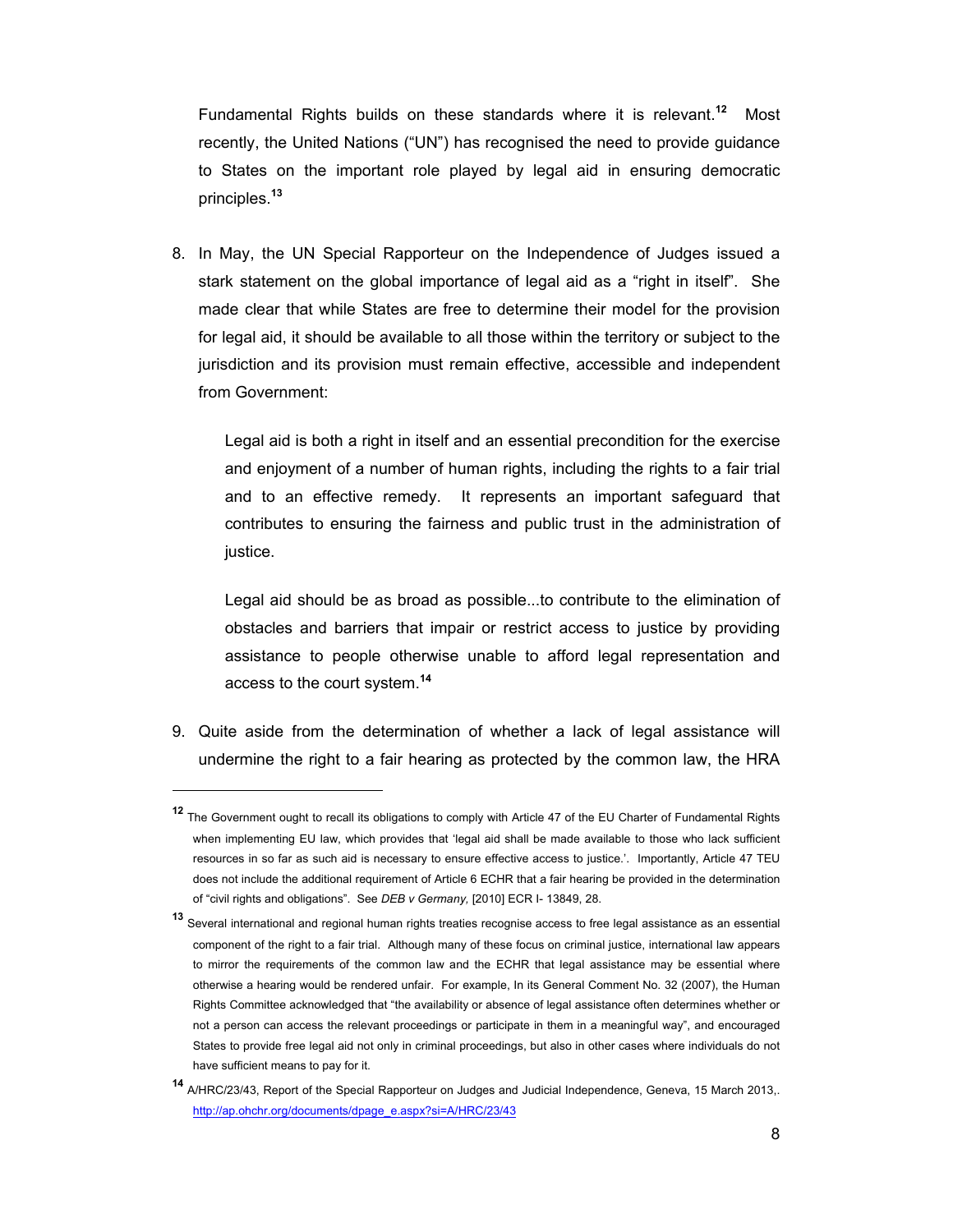Fundamental Rights builds on these standards where it is relevant.[12] Most recently, the United Nations ("UN") has recognised the need to provide guidance to States on the important role played by legal aid in ensuring democratic principles.[13]

8. In May, the UN Special Rapporteur on the Independence of Judges issued a stark statement on the global importance of legal aid as a "right in itself". She made clear that while States are free to determine their model for the provision for legal aid, it should be available to all those within the territory or subject to the jurisdiction and its provision must remain effective, accessible and independent from Government:

   > Legal aid is both a right in itself and an essential precondition for the exercise and enjoyment of a number of human rights, including the rights to a fair trial and to an effective remedy. It represents an important safeguard that contributes to ensuring the fairness and public trust in the administration of justice.
   >
   > Legal aid should be as broad as possible...to contribute to the elimination of obstacles and barriers that impair or restrict access to justice by providing assistance to people otherwise unable to afford legal representation and access to the court system.[14]

9. Quite aside from the determination of whether a lack of legal assistance will undermine the right to a fair hearing as protected by the common law, the HRA

---

[12] The Government ought to recall its obligations to comply with Article 47 of the EU Charter of Fundamental Rights when implementing EU law, which provides that 'legal aid shall be made available to those who lack sufficient resources in so far as such aid is necessary to ensure effective access to justice.'. Importantly, Article 47 TEU does not include the additional requirement of Article 6 ECHR that a fair hearing be provided in the determination of "civil rights and obligations". See *DEB v Germany,* [2010] ECR I- 13849, 28.

[13] Several international and regional human rights treaties recognise access to free legal assistance as an essential component of the right to a fair trial. Although many of these focus on criminal justice, international law appears to mirror the requirements of the common law and the ECHR that legal assistance may be essential where otherwise a hearing would be rendered unfair. For example, In its General Comment No. 32 (2007), the Human Rights Committee acknowledged that "the availability or absence of legal assistance often determines whether or not a person can access the relevant proceedings or participate in them in a meaningful way", and encouraged States to provide free legal aid not only in criminal proceedings, but also in other cases where individuals do not have sufficient means to pay for it.

[14] A/HRC/23/43, Report of the Special Rapporteur on Judges and Judicial Independence, Geneva, 15 March 2013,. http://ap.ohchr.org/documents/dpage_e.aspx?si=A/HRC/23/43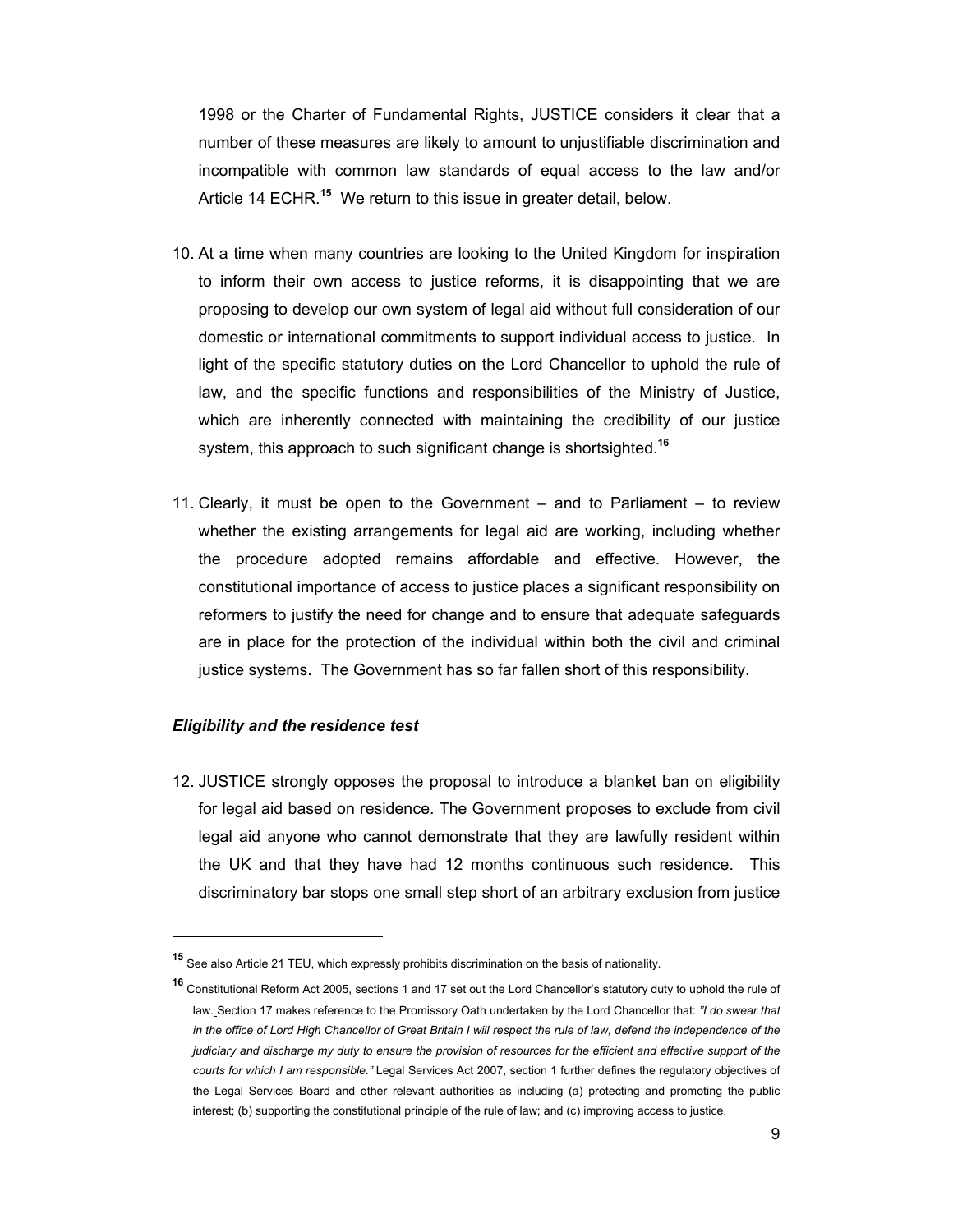1998 or the Charter of Fundamental Rights, JUSTICE considers it clear that a number of these measures are likely to amount to unjustifiable discrimination and incompatible with common law standards of equal access to the law and/or Article 14 ECHR.[15] We return to this issue in greater detail, below.

10. At a time when many countries are looking to the United Kingdom for inspiration to inform their own access to justice reforms, it is disappointing that we are proposing to develop our own system of legal aid without full consideration of our domestic or international commitments to support individual access to justice. In light of the specific statutory duties on the Lord Chancellor to uphold the rule of law, and the specific functions and responsibilities of the Ministry of Justice, which are inherently connected with maintaining the credibility of our justice system, this approach to such significant change is shortsighted.[16]

11. Clearly, it must be open to the Government – and to Parliament – to review whether the existing arrangements for legal aid are working, including whether the procedure adopted remains affordable and effective. However, the constitutional importance of access to justice places a significant responsibility on reformers to justify the need for change and to ensure that adequate safeguards are in place for the protection of the individual within both the civil and criminal justice systems. The Government has so far fallen short of this responsibility.

***Eligibility and the residence test***

12. JUSTICE strongly opposes the proposal to introduce a blanket ban on eligibility for legal aid based on residence. The Government proposes to exclude from civil legal aid anyone who cannot demonstrate that they are lawfully resident within the UK and that they have had 12 months continuous such residence. This discriminatory bar stops one small step short of an arbitrary exclusion from justice

---

[15] See also Article 21 TEU, which expressly prohibits discrimination on the basis of nationality.

[16] Constitutional Reform Act 2005, sections 1 and 17 set out the Lord Chancellor's statutory duty to uphold the rule of law. Section 17 makes reference to the Promissory Oath undertaken by the Lord Chancellor that: *"I do swear that in the office of Lord High Chancellor of Great Britain I will respect the rule of law, defend the independence of the judiciary and discharge my duty to ensure the provision of resources for the efficient and effective support of the courts for which I am responsible."* Legal Services Act 2007, section 1 further defines the regulatory objectives of the Legal Services Board and other relevant authorities as including (a) protecting and promoting the public interest; (b) supporting the constitutional principle of the rule of law; and (c) improving access to justice.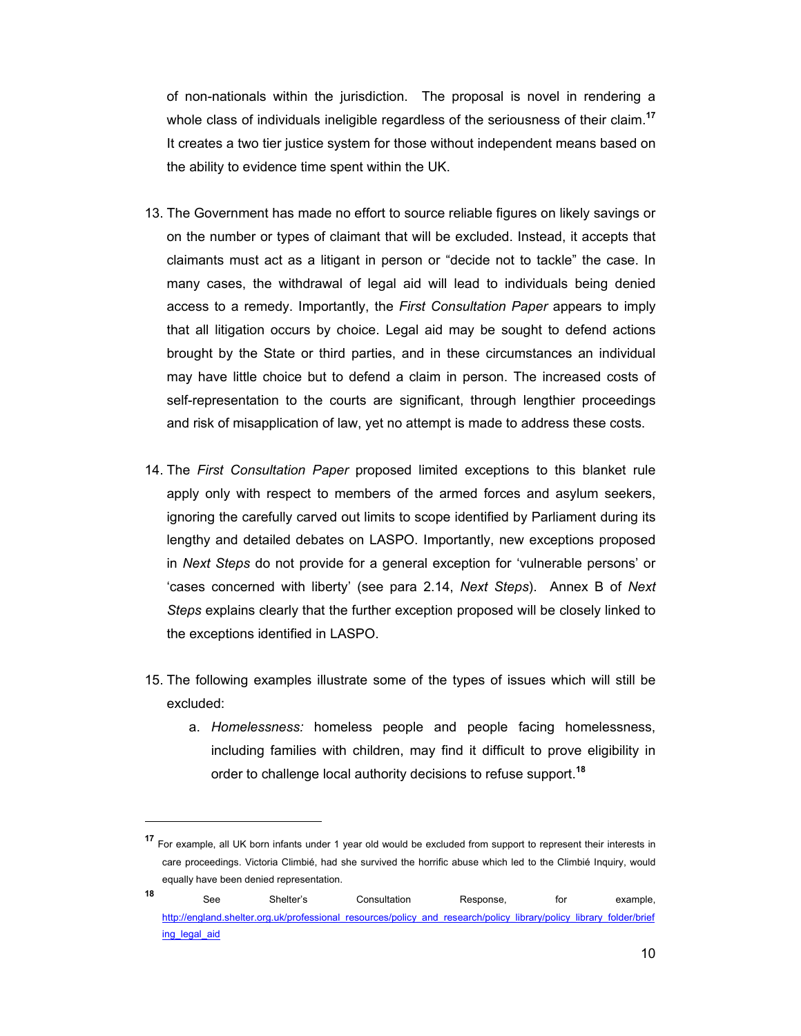of non-nationals within the jurisdiction. The proposal is novel in rendering a whole class of individuals ineligible regardless of the seriousness of their claim.[17] It creates a two tier justice system for those without independent means based on the ability to evidence time spent within the UK.

13. The Government has made no effort to source reliable figures on likely savings or on the number or types of claimant that will be excluded. Instead, it accepts that claimants must act as a litigant in person or "decide not to tackle" the case. In many cases, the withdrawal of legal aid will lead to individuals being denied access to a remedy. Importantly, the *First Consultation Paper* appears to imply that all litigation occurs by choice. Legal aid may be sought to defend actions brought by the State or third parties, and in these circumstances an individual may have little choice but to defend a claim in person. The increased costs of self-representation to the courts are significant, through lengthier proceedings and risk of misapplication of law, yet no attempt is made to address these costs.

14. The *First Consultation Paper* proposed limited exceptions to this blanket rule apply only with respect to members of the armed forces and asylum seekers, ignoring the carefully carved out limits to scope identified by Parliament during its lengthy and detailed debates on LASPO. Importantly, new exceptions proposed in *Next Steps* do not provide for a general exception for 'vulnerable persons' or 'cases concerned with liberty' (see para 2.14, *Next Steps*). Annex B of *Next Steps* explains clearly that the further exception proposed will be closely linked to the exceptions identified in LASPO.

15. The following examples illustrate some of the types of issues which will still be excluded:
    a. *Homelessness:* homeless people and people facing homelessness, including families with children, may find it difficult to prove eligibility in order to challenge local authority decisions to refuse support.[18]

---

[17] For example, all UK born infants under 1 year old would be excluded from support to represent their interests in care proceedings. Victoria Climbié, had she survived the horrific abuse which led to the Climbié Inquiry, would equally have been denied representation.

[18] See Shelter's Consultation Response, for example, http://england.shelter.org.uk/professional_resources/policy_and_research/policy_library/policy_library_folder/briefing_legal_aid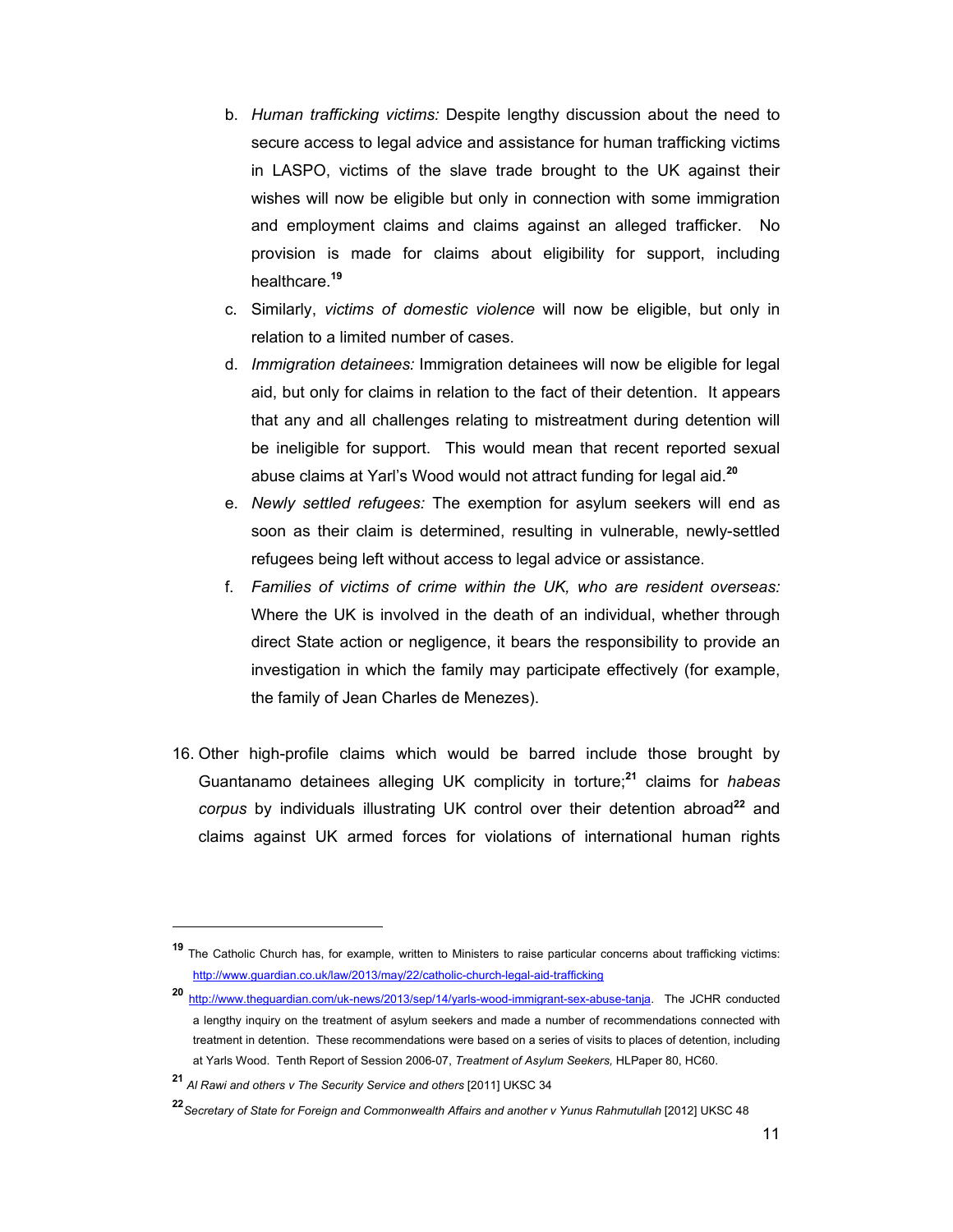b. *Human trafficking victims:* Despite lengthy discussion about the need to secure access to legal advice and assistance for human trafficking victims in LASPO, victims of the slave trade brought to the UK against their wishes will now be eligible but only in connection with some immigration and employment claims and claims against an alleged trafficker. No provision is made for claims about eligibility for support, including healthcare.[19]

c. Similarly, *victims of domestic violence* will now be eligible, but only in relation to a limited number of cases.

d. *Immigration detainees:* Immigration detainees will now be eligible for legal aid, but only for claims in relation to the fact of their detention. It appears that any and all challenges relating to mistreatment during detention will be ineligible for support. This would mean that recent reported sexual abuse claims at Yarl's Wood would not attract funding for legal aid.[20]

e. *Newly settled refugees:* The exemption for asylum seekers will end as soon as their claim is determined, resulting in vulnerable, newly-settled refugees being left without access to legal advice or assistance.

f. *Families of victims of crime within the UK, who are resident overseas:* Where the UK is involved in the death of an individual, whether through direct State action or negligence, it bears the responsibility to provide an investigation in which the family may participate effectively (for example, the family of Jean Charles de Menezes).

16. Other high-profile claims which would be barred include those brought by Guantanamo detainees alleging UK complicity in torture;[21] claims for *habeas corpus* by individuals illustrating UK control over their detention abroad[22] and claims against UK armed forces for violations of international human rights

---

[19] The Catholic Church has, for example, written to Ministers to raise particular concerns about trafficking victims: http://www.guardian.co.uk/law/2013/may/22/catholic-church-legal-aid-trafficking

[20] http://www.theguardian.com/uk-news/2013/sep/14/yarls-wood-immigrant-sex-abuse-tanja. The JCHR conducted a lengthy inquiry on the treatment of asylum seekers and made a number of recommendations connected with treatment in detention. These recommendations were based on a series of visits to places of detention, including at Yarls Wood. Tenth Report of Session 2006-07, *Treatment of Asylum Seekers,* HLPaper 80, HC60.

[21] *Al Rawi and others v The Security Service and others* [2011] UKSC 34

[22] *Secretary of State for Foreign and Commonwealth Affairs and another v Yunus Rahmutullah* [2012] UKSC 48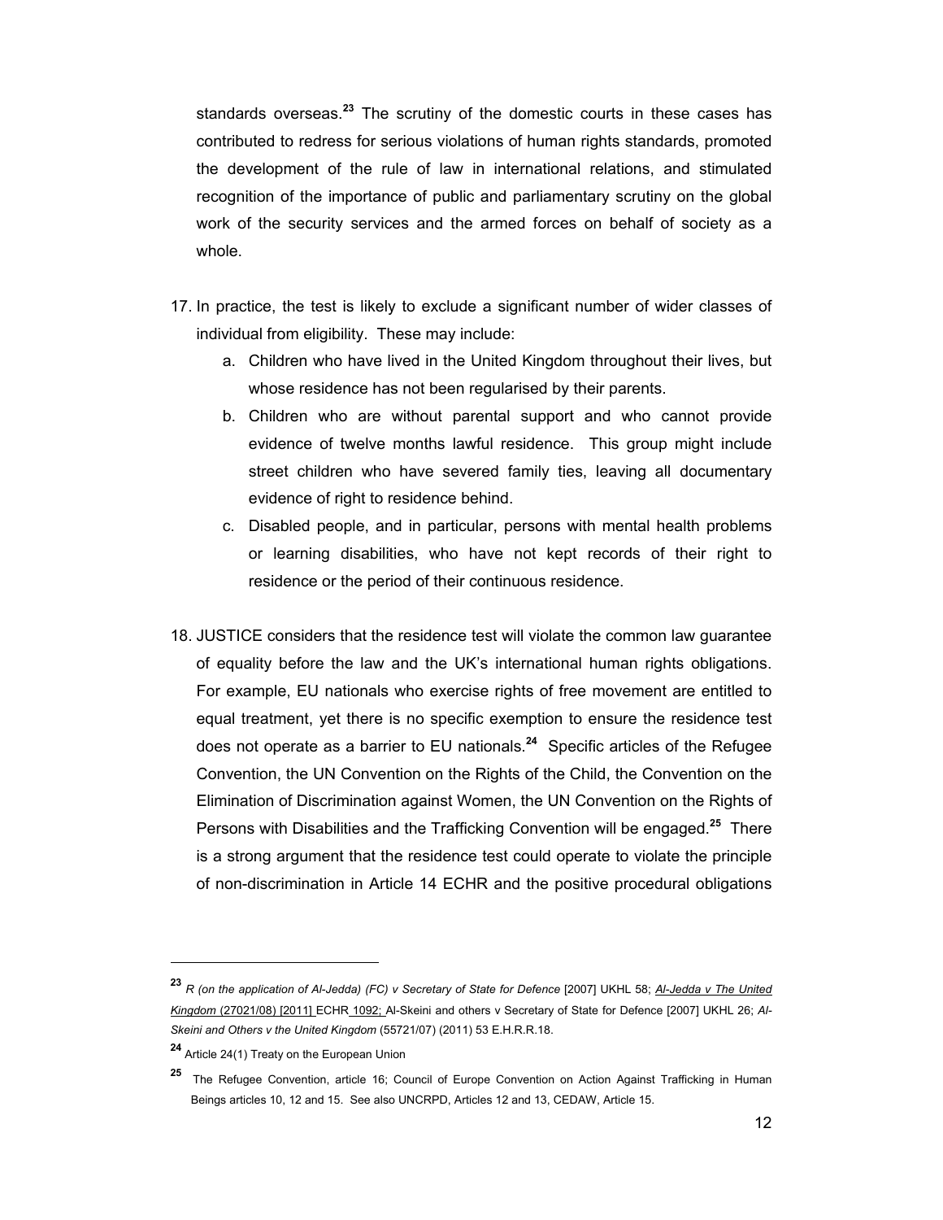standards overseas.[23] The scrutiny of the domestic courts in these cases has contributed to redress for serious violations of human rights standards, promoted the development of the rule of law in international relations, and stimulated recognition of the importance of public and parliamentary scrutiny on the global work of the security services and the armed forces on behalf of society as a whole.

17. In practice, the test is likely to exclude a significant number of wider classes of individual from eligibility. These may include:
    a. Children who have lived in the United Kingdom throughout their lives, but whose residence has not been regularised by their parents.
    b. Children who are without parental support and who cannot provide evidence of twelve months lawful residence. This group might include street children who have severed family ties, leaving all documentary evidence of right to residence behind.
    c. Disabled people, and in particular, persons with mental health problems or learning disabilities, who have not kept records of their right to residence or the period of their continuous residence.

18. JUSTICE considers that the residence test will violate the common law guarantee of equality before the law and the UK's international human rights obligations. For example, EU nationals who exercise rights of free movement are entitled to equal treatment, yet there is no specific exemption to ensure the residence test does not operate as a barrier to EU nationals.[24] Specific articles of the Refugee Convention, the UN Convention on the Rights of the Child, the Convention on the Elimination of Discrimination against Women, the UN Convention on the Rights of Persons with Disabilities and the Trafficking Convention will be engaged.[25] There is a strong argument that the residence test could operate to violate the principle of non-discrimination in Article 14 ECHR and the positive procedural obligations

---

[23] *R (on the application of Al-Jedda) (FC) v Secretary of State for Defence* [2007] UKHL 58; *Al-Jedda v The United Kingdom* (27021/08) [2011] ECHR 1092; Al-Skeini and others v Secretary of State for Defence [2007] UKHL 26; *Al-Skeini and Others v the United Kingdom* (55721/07) (2011) 53 E.H.R.R.18.

[24] Article 24(1) Treaty on the European Union

[25] The Refugee Convention, article 16; Council of Europe Convention on Action Against Trafficking in Human Beings articles 10, 12 and 15. See also UNCRPD, Articles 12 and 13, CEDAW, Article 15.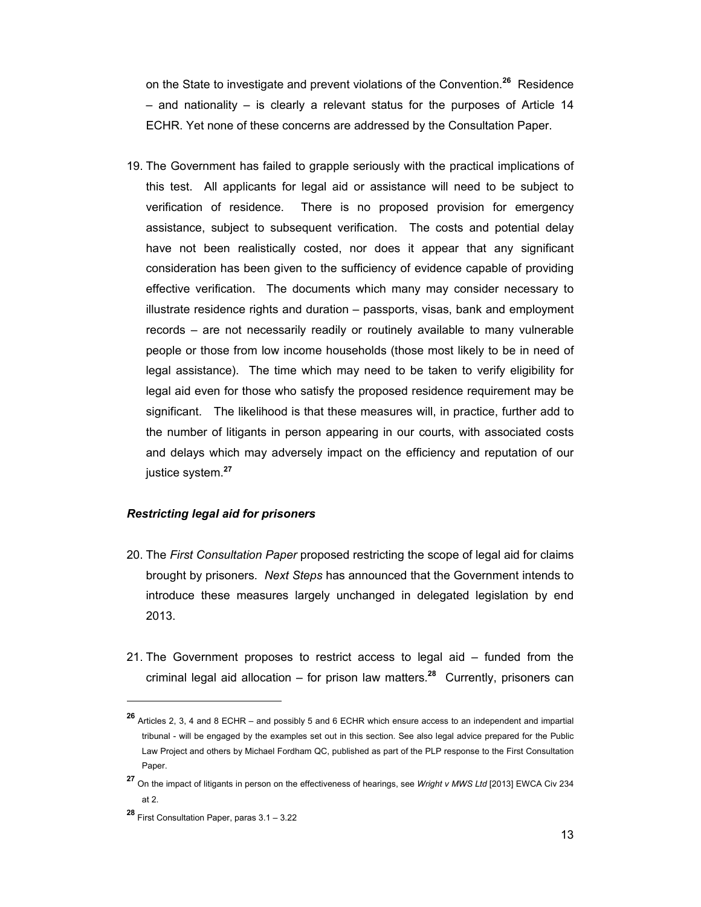on the State to investigate and prevent violations of the Convention.[26] Residence – and nationality – is clearly a relevant status for the purposes of Article 14 ECHR. Yet none of these concerns are addressed by the Consultation Paper.

19. The Government has failed to grapple seriously with the practical implications of this test. All applicants for legal aid or assistance will need to be subject to verification of residence. There is no proposed provision for emergency assistance, subject to subsequent verification. The costs and potential delay have not been realistically costed, nor does it appear that any significant consideration has been given to the sufficiency of evidence capable of providing effective verification. The documents which many may consider necessary to illustrate residence rights and duration – passports, visas, bank and employment records – are not necessarily readily or routinely available to many vulnerable people or those from low income households (those most likely to be in need of legal assistance). The time which may need to be taken to verify eligibility for legal aid even for those who satisfy the proposed residence requirement may be significant. The likelihood is that these measures will, in practice, further add to the number of litigants in person appearing in our courts, with associated costs and delays which may adversely impact on the efficiency and reputation of our justice system.[27]

***Restricting legal aid for prisoners***

20. The *First Consultation Paper* proposed restricting the scope of legal aid for claims brought by prisoners. *Next Steps* has announced that the Government intends to introduce these measures largely unchanged in delegated legislation by end 2013.

21. The Government proposes to restrict access to legal aid – funded from the criminal legal aid allocation – for prison law matters.[28] Currently, prisoners can

---

[26] Articles 2, 3, 4 and 8 ECHR – and possibly 5 and 6 ECHR which ensure access to an independent and impartial tribunal - will be engaged by the examples set out in this section. See also legal advice prepared for the Public Law Project and others by Michael Fordham QC, published as part of the PLP response to the First Consultation Paper.

[27] On the impact of litigants in person on the effectiveness of hearings, see *Wright v MWS Ltd* [2013] EWCA Civ 234 at 2.

[28] First Consultation Paper, paras 3.1 – 3.22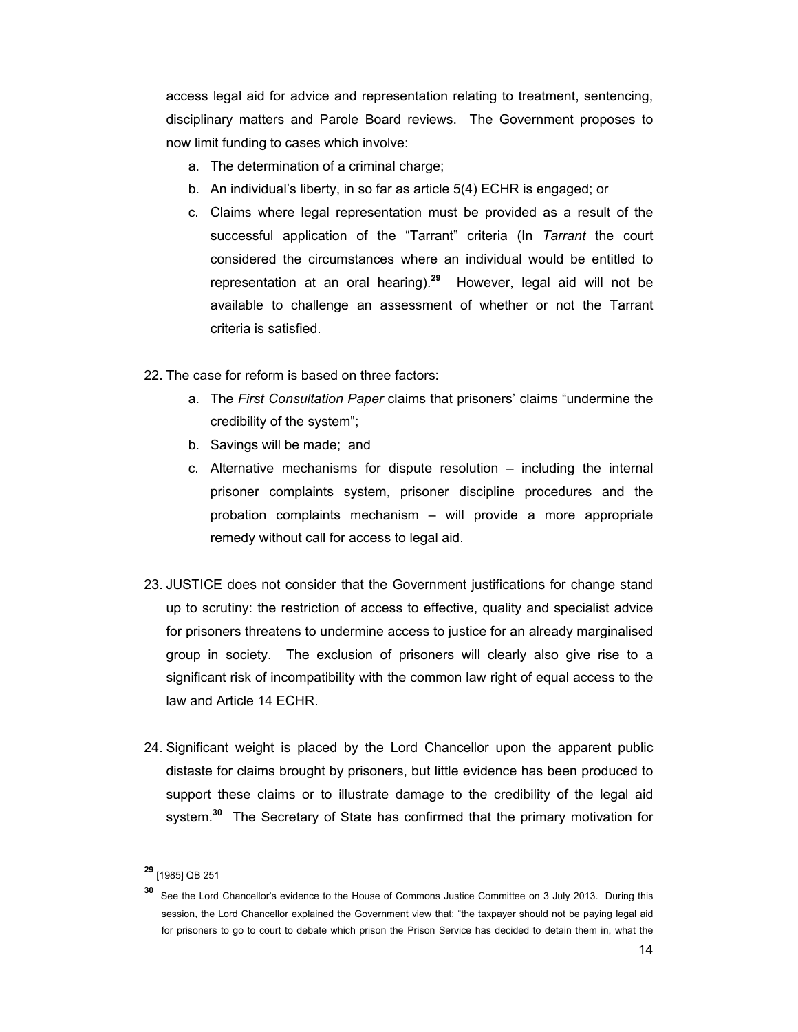access legal aid for advice and representation relating to treatment, sentencing, disciplinary matters and Parole Board reviews. The Government proposes to now limit funding to cases which involve:

a. The determination of a criminal charge;
b. An individual's liberty, in so far as article 5(4) ECHR is engaged; or
c. Claims where legal representation must be provided as a result of the successful application of the "Tarrant" criteria (In *Tarrant* the court considered the circumstances where an individual would be entitled to representation at an oral hearing).[29] However, legal aid will not be available to challenge an assessment of whether or not the Tarrant criteria is satisfied.

22. The case for reform is based on three factors:
    a. The *First Consultation Paper* claims that prisoners' claims "undermine the credibility of the system";
    b. Savings will be made; and
    c. Alternative mechanisms for dispute resolution – including the internal prisoner complaints system, prisoner discipline procedures and the probation complaints mechanism – will provide a more appropriate remedy without call for access to legal aid.

23. JUSTICE does not consider that the Government justifications for change stand up to scrutiny: the restriction of access to effective, quality and specialist advice for prisoners threatens to undermine access to justice for an already marginalised group in society. The exclusion of prisoners will clearly also give rise to a significant risk of incompatibility with the common law right of equal access to the law and Article 14 ECHR.

24. Significant weight is placed by the Lord Chancellor upon the apparent public distaste for claims brought by prisoners, but little evidence has been produced to support these claims or to illustrate damage to the credibility of the legal aid system.[30] The Secretary of State has confirmed that the primary motivation for

---

[29] [1985] QB 251

[30] See the Lord Chancellor's evidence to the House of Commons Justice Committee on 3 July 2013. During this session, the Lord Chancellor explained the Government view that: "the taxpayer should not be paying legal aid for prisoners to go to court to debate which prison the Prison Service has decided to detain them in, what the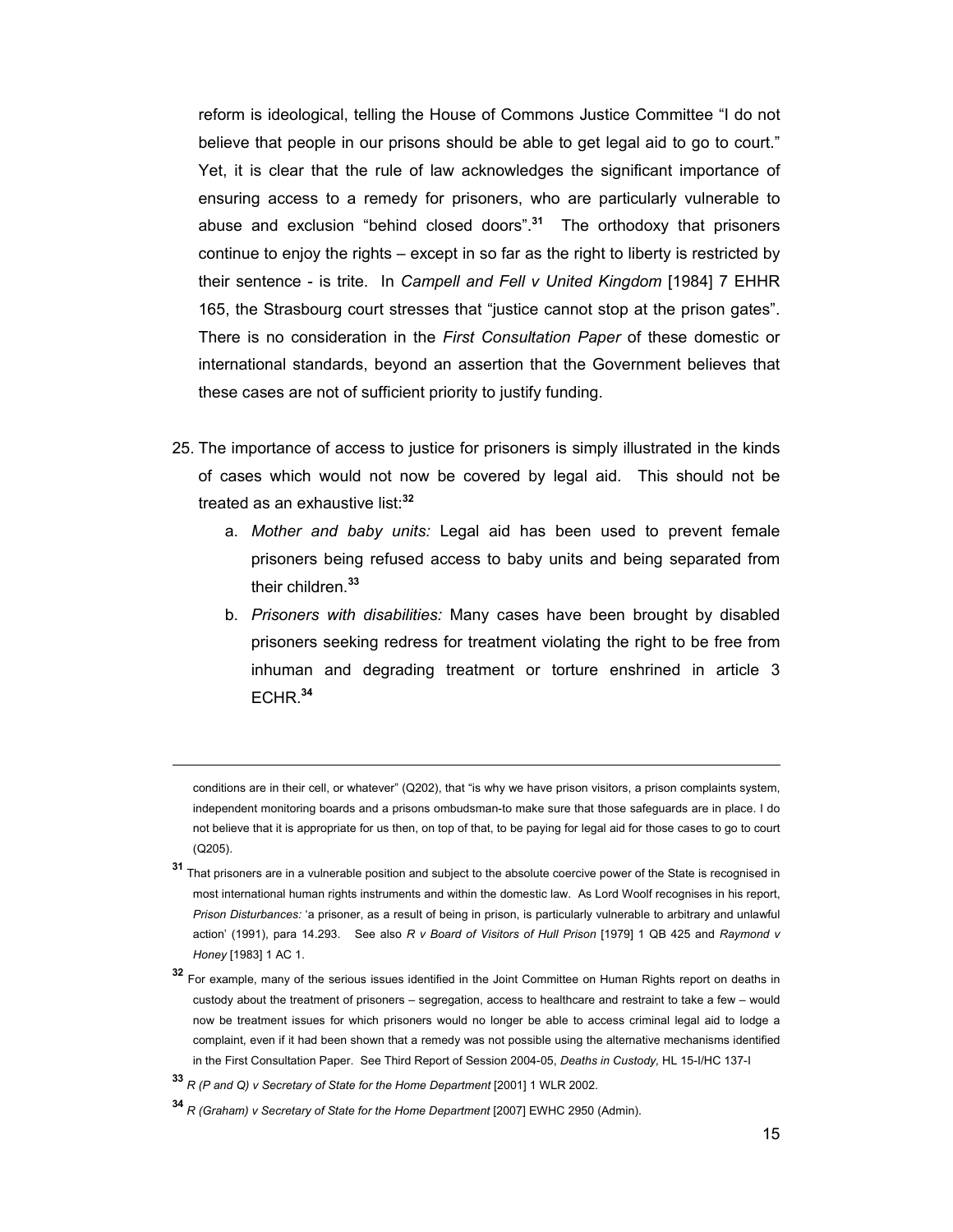reform is ideological, telling the House of Commons Justice Committee "I do not believe that people in our prisons should be able to get legal aid to go to court." Yet, it is clear that the rule of law acknowledges the significant importance of ensuring access to a remedy for prisoners, who are particularly vulnerable to abuse and exclusion "behind closed doors".[31] The orthodoxy that prisoners continue to enjoy the rights – except in so far as the right to liberty is restricted by their sentence - is trite. In *Campell and Fell v United Kingdom* [1984] 7 EHHR 165, the Strasbourg court stresses that "justice cannot stop at the prison gates". There is no consideration in the *First Consultation Paper* of these domestic or international standards, beyond an assertion that the Government believes that these cases are not of sufficient priority to justify funding.

25. The importance of access to justice for prisoners is simply illustrated in the kinds of cases which would not now be covered by legal aid. This should not be treated as an exhaustive list:[32]
    a. *Mother and baby units:* Legal aid has been used to prevent female prisoners being refused access to baby units and being separated from their children.[33]
    b. *Prisoners with disabilities:* Many cases have been brought by disabled prisoners seeking redress for treatment violating the right to be free from inhuman and degrading treatment or torture enshrined in article 3 ECHR.[34]

---

conditions are in their cell, or whatever" (Q202), that "is why we have prison visitors, a prison complaints system, independent monitoring boards and a prisons ombudsman-to make sure that those safeguards are in place. I do not believe that it is appropriate for us then, on top of that, to be paying for legal aid for those cases to go to court (Q205).

[31] That prisoners are in a vulnerable position and subject to the absolute coercive power of the State is recognised in most international human rights instruments and within the domestic law. As Lord Woolf recognises in his report, *Prison Disturbances:* 'a prisoner, as a result of being in prison, is particularly vulnerable to arbitrary and unlawful action' (1991), para 14.293. See also *R v Board of Visitors of Hull Prison* [1979] 1 QB 425 and *Raymond v Honey* [1983] 1 AC 1.

[32] For example, many of the serious issues identified in the Joint Committee on Human Rights report on deaths in custody about the treatment of prisoners – segregation, access to healthcare and restraint to take a few – would now be treatment issues for which prisoners would no longer be able to access criminal legal aid to lodge a complaint, even if it had been shown that a remedy was not possible using the alternative mechanisms identified in the First Consultation Paper. See Third Report of Session 2004-05, *Deaths in Custody,* HL 15-I/HC 137-I

[33] *R (P and Q) v Secretary of State for the Home Department* [2001] 1 WLR 2002.

[34] *R (Graham) v Secretary of State for the Home Department* [2007] EWHC 2950 (Admin).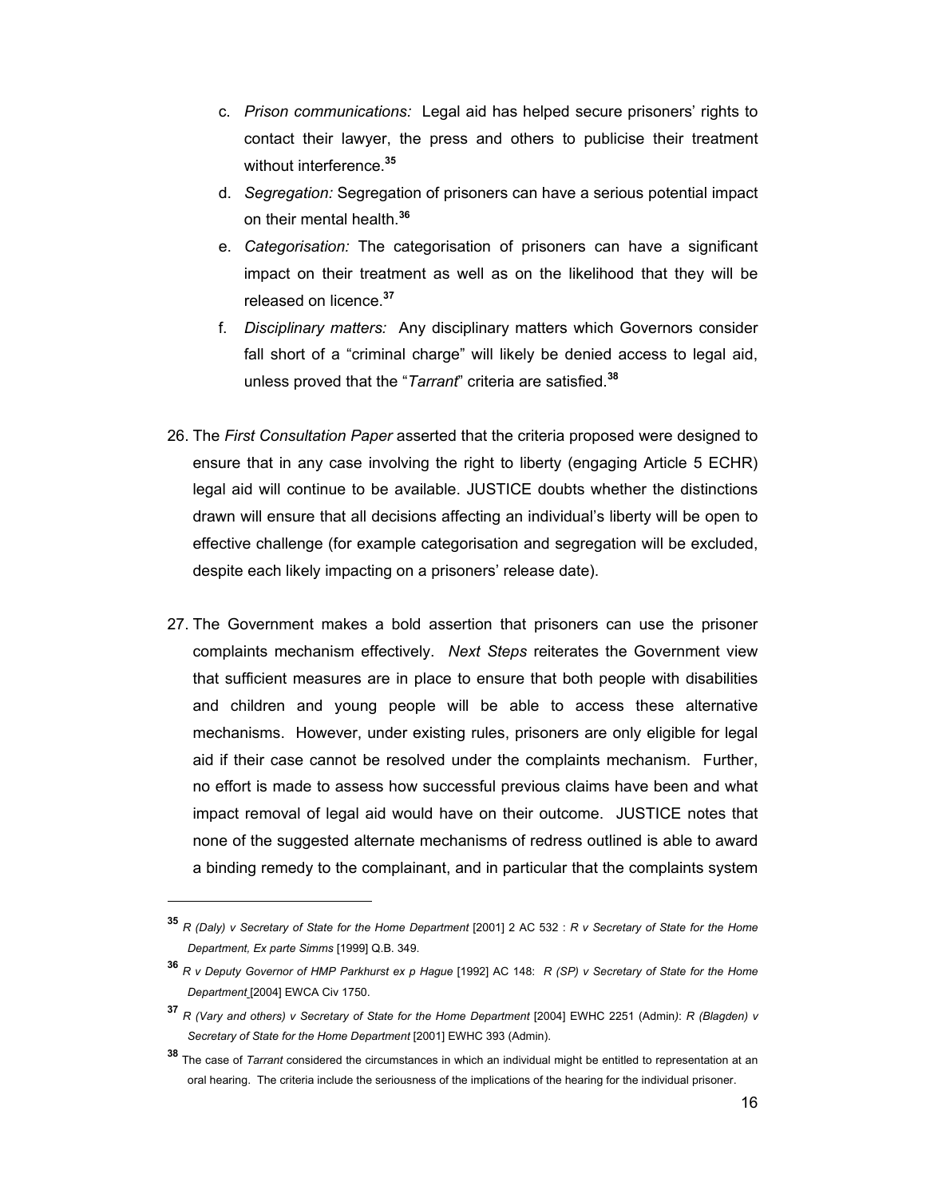c. *Prison communications:* Legal aid has helped secure prisoners' rights to contact their lawyer, the press and others to publicise their treatment without interference.[35]

d. *Segregation:* Segregation of prisoners can have a serious potential impact on their mental health.[36]

e. *Categorisation:* The categorisation of prisoners can have a significant impact on their treatment as well as on the likelihood that they will be released on licence.[37]

f. *Disciplinary matters:* Any disciplinary matters which Governors consider fall short of a "criminal charge" will likely be denied access to legal aid, unless proved that the "*Tarrant*" criteria are satisfied.[38]

26. The *First Consultation Paper* asserted that the criteria proposed were designed to ensure that in any case involving the right to liberty (engaging Article 5 ECHR) legal aid will continue to be available. JUSTICE doubts whether the distinctions drawn will ensure that all decisions affecting an individual's liberty will be open to effective challenge (for example categorisation and segregation will be excluded, despite each likely impacting on a prisoners' release date).

27. The Government makes a bold assertion that prisoners can use the prisoner complaints mechanism effectively. *Next Steps* reiterates the Government view that sufficient measures are in place to ensure that both people with disabilities and children and young people will be able to access these alternative mechanisms. However, under existing rules, prisoners are only eligible for legal aid if their case cannot be resolved under the complaints mechanism. Further, no effort is made to assess how successful previous claims have been and what impact removal of legal aid would have on their outcome. JUSTICE notes that none of the suggested alternate mechanisms of redress outlined is able to award a binding remedy to the complainant, and in particular that the complaints system

---

[35] *R (Daly) v Secretary of State for the Home Department* [2001] 2 AC 532 : *R v Secretary of State for the Home Department, Ex parte Simms* [1999] Q.B. 349.

[36] *R v Deputy Governor of HMP Parkhurst ex p Hague* [1992] AC 148: *R (SP) v Secretary of State for the Home Department* [2004] EWCA Civ 1750.

[37] *R (Vary and others) v Secretary of State for the Home Department* [2004] EWHC 2251 (Admin): *R (Blagden) v Secretary of State for the Home Department* [2001] EWHC 393 (Admin).

[38] The case of *Tarrant* considered the circumstances in which an individual might be entitled to representation at an oral hearing. The criteria include the seriousness of the implications of the hearing for the individual prisoner.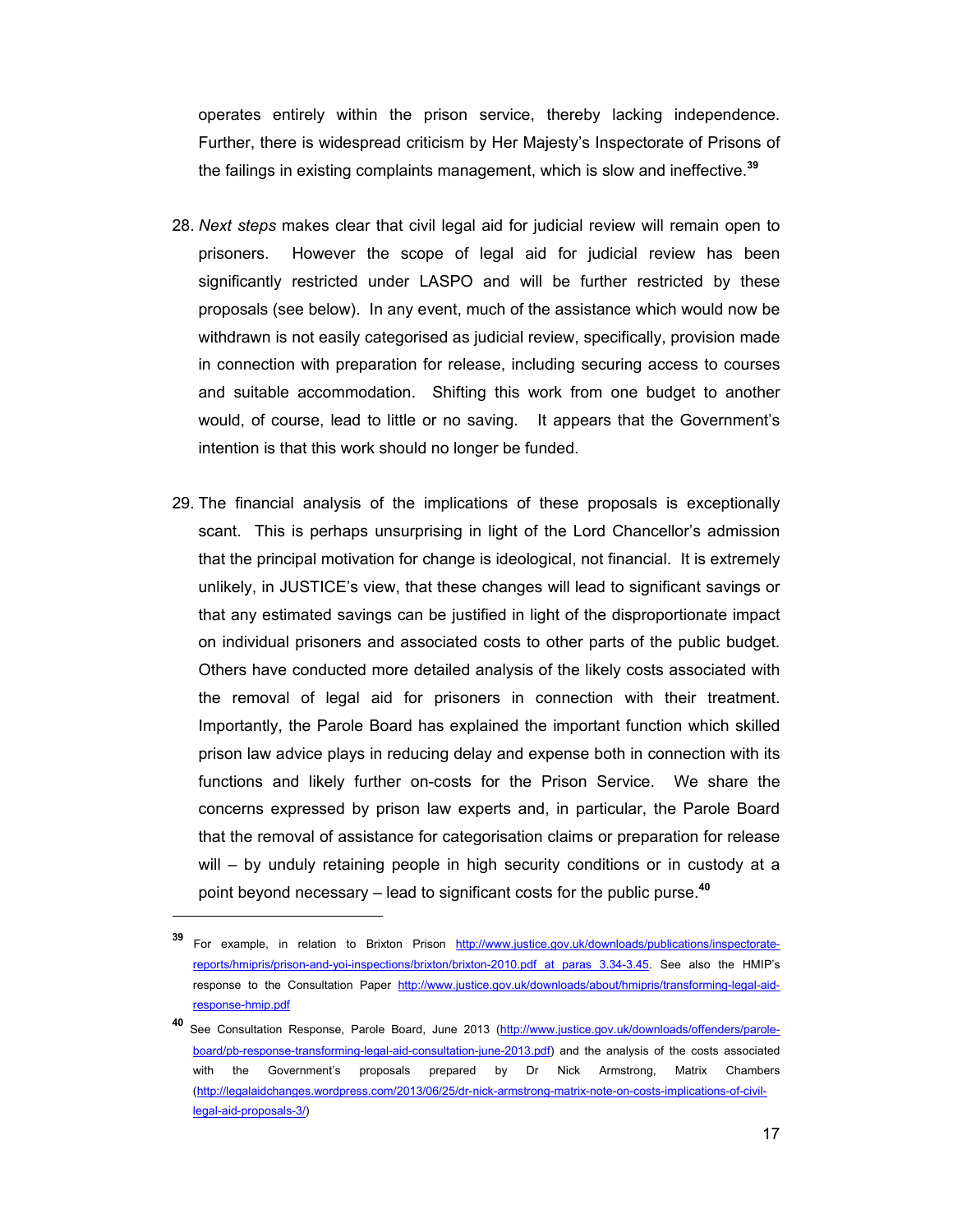operates entirely within the prison service, thereby lacking independence. Further, there is widespread criticism by Her Majesty's Inspectorate of Prisons of the failings in existing complaints management, which is slow and ineffective.[39]

28. *Next steps* makes clear that civil legal aid for judicial review will remain open to prisoners. However the scope of legal aid for judicial review has been significantly restricted under LASPO and will be further restricted by these proposals (see below). In any event, much of the assistance which would now be withdrawn is not easily categorised as judicial review, specifically, provision made in connection with preparation for release, including securing access to courses and suitable accommodation. Shifting this work from one budget to another would, of course, lead to little or no saving. It appears that the Government's intention is that this work should no longer be funded.

29. The financial analysis of the implications of these proposals is exceptionally scant. This is perhaps unsurprising in light of the Lord Chancellor's admission that the principal motivation for change is ideological, not financial. It is extremely unlikely, in JUSTICE's view, that these changes will lead to significant savings or that any estimated savings can be justified in light of the disproportionate impact on individual prisoners and associated costs to other parts of the public budget. Others have conducted more detailed analysis of the likely costs associated with the removal of legal aid for prisoners in connection with their treatment. Importantly, the Parole Board has explained the important function which skilled prison law advice plays in reducing delay and expense both in connection with its functions and likely further on-costs for the Prison Service. We share the concerns expressed by prison law experts and, in particular, the Parole Board that the removal of assistance for categorisation claims or preparation for release will – by unduly retaining people in high security conditions or in custody at a point beyond necessary – lead to significant costs for the public purse.[40]

---

[39] For example, in relation to Brixton Prison http://www.justice.gov.uk/downloads/publications/inspectorate-reports/hmipris/prison-and-yoi-inspections/brixton/brixton-2010.pdf at paras 3.34-3.45. See also the HMIP's response to the Consultation Paper http://www.justice.gov.uk/downloads/about/hmipris/transforming-legal-aid-response-hmip.pdf

[40] See Consultation Response, Parole Board, June 2013 (http://www.justice.gov.uk/downloads/offenders/parole-board/pb-response-transforming-legal-aid-consultation-june-2013.pdf) and the analysis of the costs associated with the Government's proposals prepared by Dr Nick Armstrong, Matrix Chambers (http://legalaidchanges.wordpress.com/2013/06/25/dr-nick-armstrong-matrix-note-on-costs-implications-of-civil-legal-aid-proposals-3/)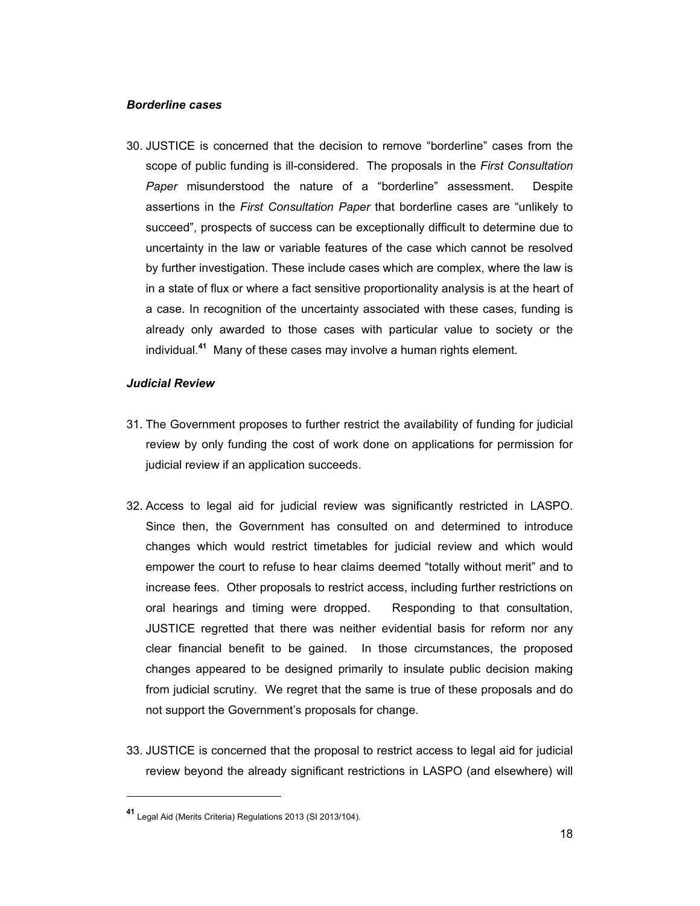***Borderline cases***

30. JUSTICE is concerned that the decision to remove "borderline" cases from the scope of public funding is ill-considered. The proposals in the *First Consultation Paper* misunderstood the nature of a "borderline" assessment. Despite assertions in the *First Consultation Paper* that borderline cases are "unlikely to succeed", prospects of success can be exceptionally difficult to determine due to uncertainty in the law or variable features of the case which cannot be resolved by further investigation. These include cases which are complex, where the law is in a state of flux or where a fact sensitive proportionality analysis is at the heart of a case. In recognition of the uncertainty associated with these cases, funding is already only awarded to those cases with particular value to society or the individual.[41] Many of these cases may involve a human rights element.

***Judicial Review***

31. The Government proposes to further restrict the availability of funding for judicial review by only funding the cost of work done on applications for permission for judicial review if an application succeeds.

32. Access to legal aid for judicial review was significantly restricted in LASPO. Since then, the Government has consulted on and determined to introduce changes which would restrict timetables for judicial review and which would empower the court to refuse to hear claims deemed "totally without merit" and to increase fees. Other proposals to restrict access, including further restrictions on oral hearings and timing were dropped. Responding to that consultation, JUSTICE regretted that there was neither evidential basis for reform nor any clear financial benefit to be gained. In those circumstances, the proposed changes appeared to be designed primarily to insulate public decision making from judicial scrutiny. We regret that the same is true of these proposals and do not support the Government's proposals for change.

33. JUSTICE is concerned that the proposal to restrict access to legal aid for judicial review beyond the already significant restrictions in LASPO (and elsewhere) will

---

[41] Legal Aid (Merits Criteria) Regulations 2013 (SI 2013/104).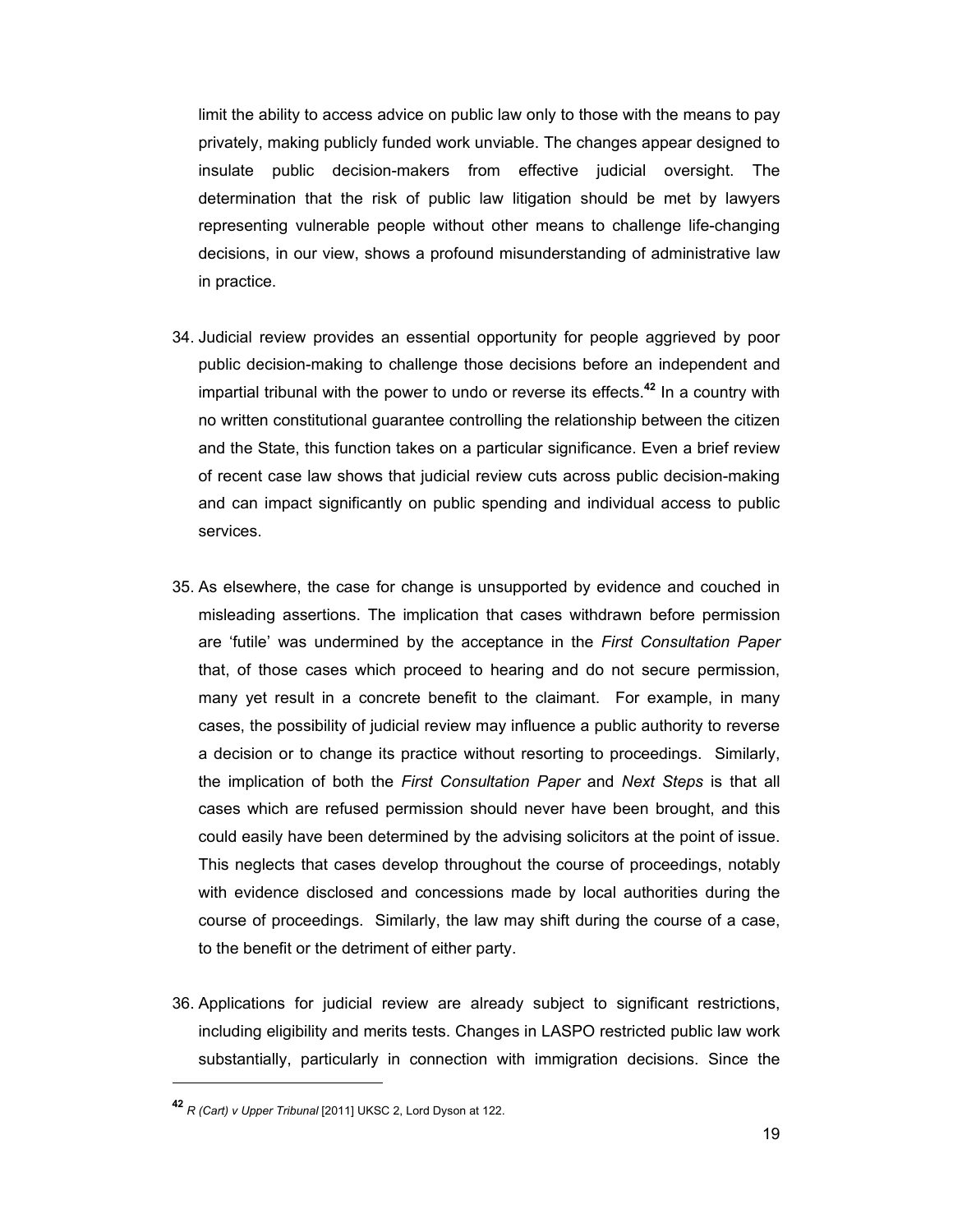limit the ability to access advice on public law only to those with the means to pay privately, making publicly funded work unviable. The changes appear designed to insulate public decision-makers from effective judicial oversight. The determination that the risk of public law litigation should be met by lawyers representing vulnerable people without other means to challenge life-changing decisions, in our view, shows a profound misunderstanding of administrative law in practice.

34. Judicial review provides an essential opportunity for people aggrieved by poor public decision-making to challenge those decisions before an independent and impartial tribunal with the power to undo or reverse its effects.[42] In a country with no written constitutional guarantee controlling the relationship between the citizen and the State, this function takes on a particular significance. Even a brief review of recent case law shows that judicial review cuts across public decision-making and can impact significantly on public spending and individual access to public services.

35. As elsewhere, the case for change is unsupported by evidence and couched in misleading assertions. The implication that cases withdrawn before permission are 'futile' was undermined by the acceptance in the *First Consultation Paper* that, of those cases which proceed to hearing and do not secure permission, many yet result in a concrete benefit to the claimant. For example, in many cases, the possibility of judicial review may influence a public authority to reverse a decision or to change its practice without resorting to proceedings. Similarly, the implication of both the *First Consultation Paper* and *Next Steps* is that all cases which are refused permission should never have been brought, and this could easily have been determined by the advising solicitors at the point of issue. This neglects that cases develop throughout the course of proceedings, notably with evidence disclosed and concessions made by local authorities during the course of proceedings. Similarly, the law may shift during the course of a case, to the benefit or the detriment of either party.

36. Applications for judicial review are already subject to significant restrictions, including eligibility and merits tests. Changes in LASPO restricted public law work substantially, particularly in connection with immigration decisions. Since the

---

[42] *R (Cart) v Upper Tribunal* [2011] UKSC 2, Lord Dyson at 122.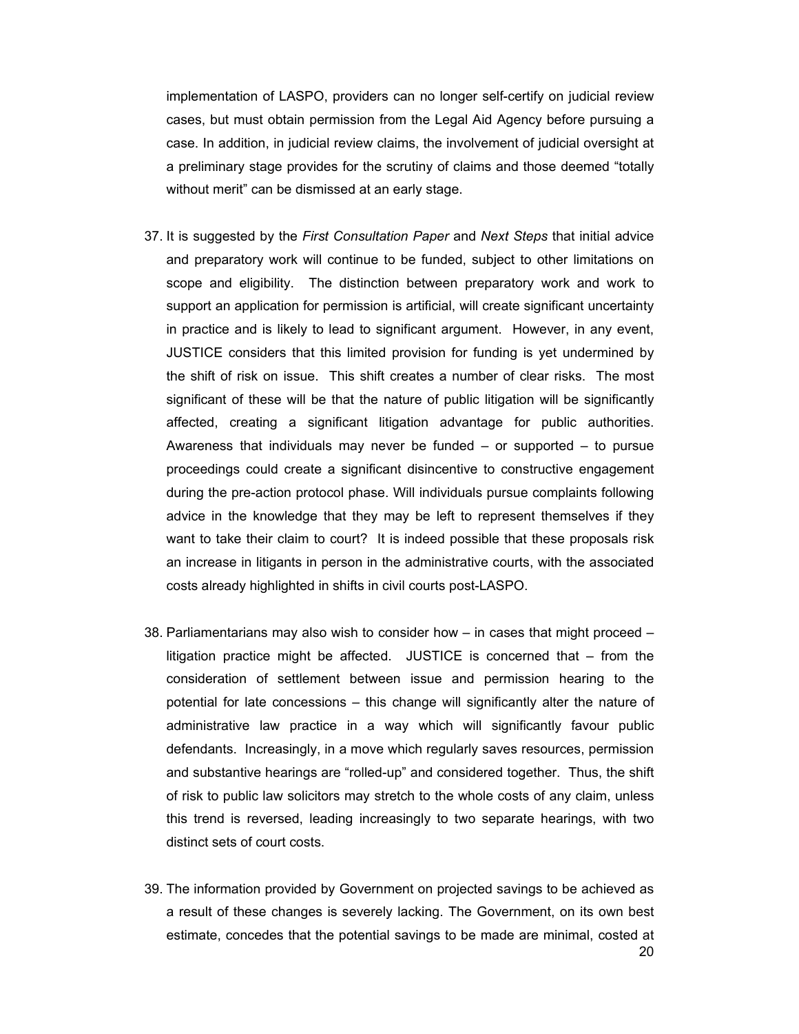implementation of LASPO, providers can no longer self-certify on judicial review cases, but must obtain permission from the Legal Aid Agency before pursuing a case. In addition, in judicial review claims, the involvement of judicial oversight at a preliminary stage provides for the scrutiny of claims and those deemed "totally without merit" can be dismissed at an early stage.

37. It is suggested by the *First Consultation Paper* and *Next Steps* that initial advice and preparatory work will continue to be funded, subject to other limitations on scope and eligibility. The distinction between preparatory work and work to support an application for permission is artificial, will create significant uncertainty in practice and is likely to lead to significant argument. However, in any event, JUSTICE considers that this limited provision for funding is yet undermined by the shift of risk on issue. This shift creates a number of clear risks. The most significant of these will be that the nature of public litigation will be significantly affected, creating a significant litigation advantage for public authorities. Awareness that individuals may never be funded – or supported – to pursue proceedings could create a significant disincentive to constructive engagement during the pre-action protocol phase. Will individuals pursue complaints following advice in the knowledge that they may be left to represent themselves if they want to take their claim to court? It is indeed possible that these proposals risk an increase in litigants in person in the administrative courts, with the associated costs already highlighted in shifts in civil courts post-LASPO.

38. Parliamentarians may also wish to consider how – in cases that might proceed – litigation practice might be affected. JUSTICE is concerned that – from the consideration of settlement between issue and permission hearing to the potential for late concessions – this change will significantly alter the nature of administrative law practice in a way which will significantly favour public defendants. Increasingly, in a move which regularly saves resources, permission and substantive hearings are "rolled-up" and considered together. Thus, the shift of risk to public law solicitors may stretch to the whole costs of any claim, unless this trend is reversed, leading increasingly to two separate hearings, with two distinct sets of court costs.

39. The information provided by Government on projected savings to be achieved as a result of these changes is severely lacking. The Government, on its own best estimate, concedes that the potential savings to be made are minimal, costed at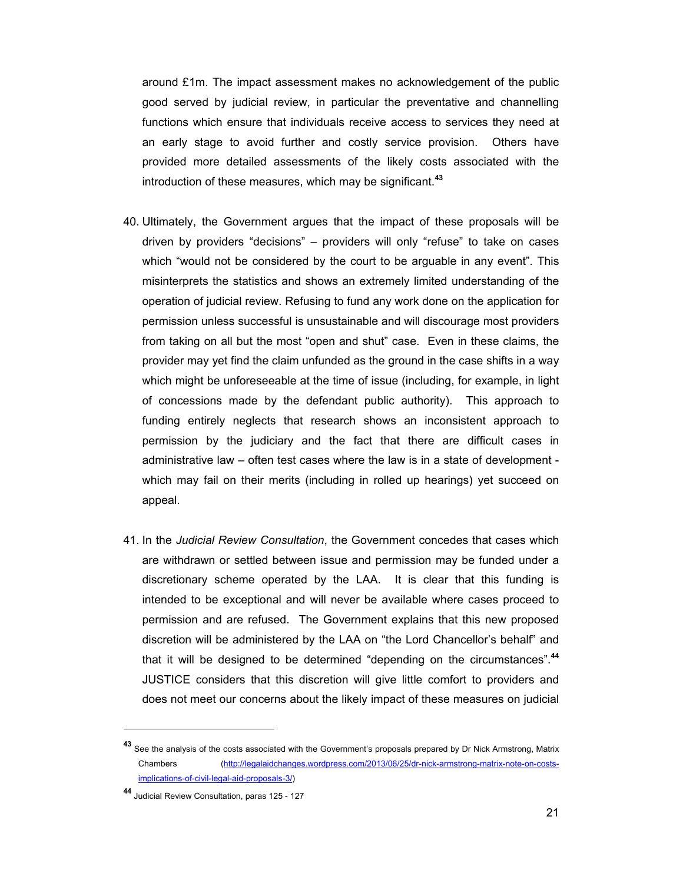around £1m. The impact assessment makes no acknowledgement of the public good served by judicial review, in particular the preventative and channelling functions which ensure that individuals receive access to services they need at an early stage to avoid further and costly service provision. Others have provided more detailed assessments of the likely costs associated with the introduction of these measures, which may be significant.[43]

40. Ultimately, the Government argues that the impact of these proposals will be driven by providers "decisions" – providers will only "refuse" to take on cases which "would not be considered by the court to be arguable in any event". This misinterprets the statistics and shows an extremely limited understanding of the operation of judicial review. Refusing to fund any work done on the application for permission unless successful is unsustainable and will discourage most providers from taking on all but the most "open and shut" case. Even in these claims, the provider may yet find the claim unfunded as the ground in the case shifts in a way which might be unforeseeable at the time of issue (including, for example, in light of concessions made by the defendant public authority). This approach to funding entirely neglects that research shows an inconsistent approach to permission by the judiciary and the fact that there are difficult cases in administrative law – often test cases where the law is in a state of development - which may fail on their merits (including in rolled up hearings) yet succeed on appeal.

41. In the *Judicial Review Consultation*, the Government concedes that cases which are withdrawn or settled between issue and permission may be funded under a discretionary scheme operated by the LAA. It is clear that this funding is intended to be exceptional and will never be available where cases proceed to permission and are refused. The Government explains that this new proposed discretion will be administered by the LAA on "the Lord Chancellor's behalf" and that it will be designed to be determined "depending on the circumstances".[44] JUSTICE considers that this discretion will give little comfort to providers and does not meet our concerns about the likely impact of these measures on judicial

---

[43] See the analysis of the costs associated with the Government's proposals prepared by Dr Nick Armstrong, Matrix Chambers (http://legalaidchanges.wordpress.com/2013/06/25/dr-nick-armstrong-matrix-note-on-costs-implications-of-civil-legal-aid-proposals-3/)

[44] Judicial Review Consultation, paras 125 - 127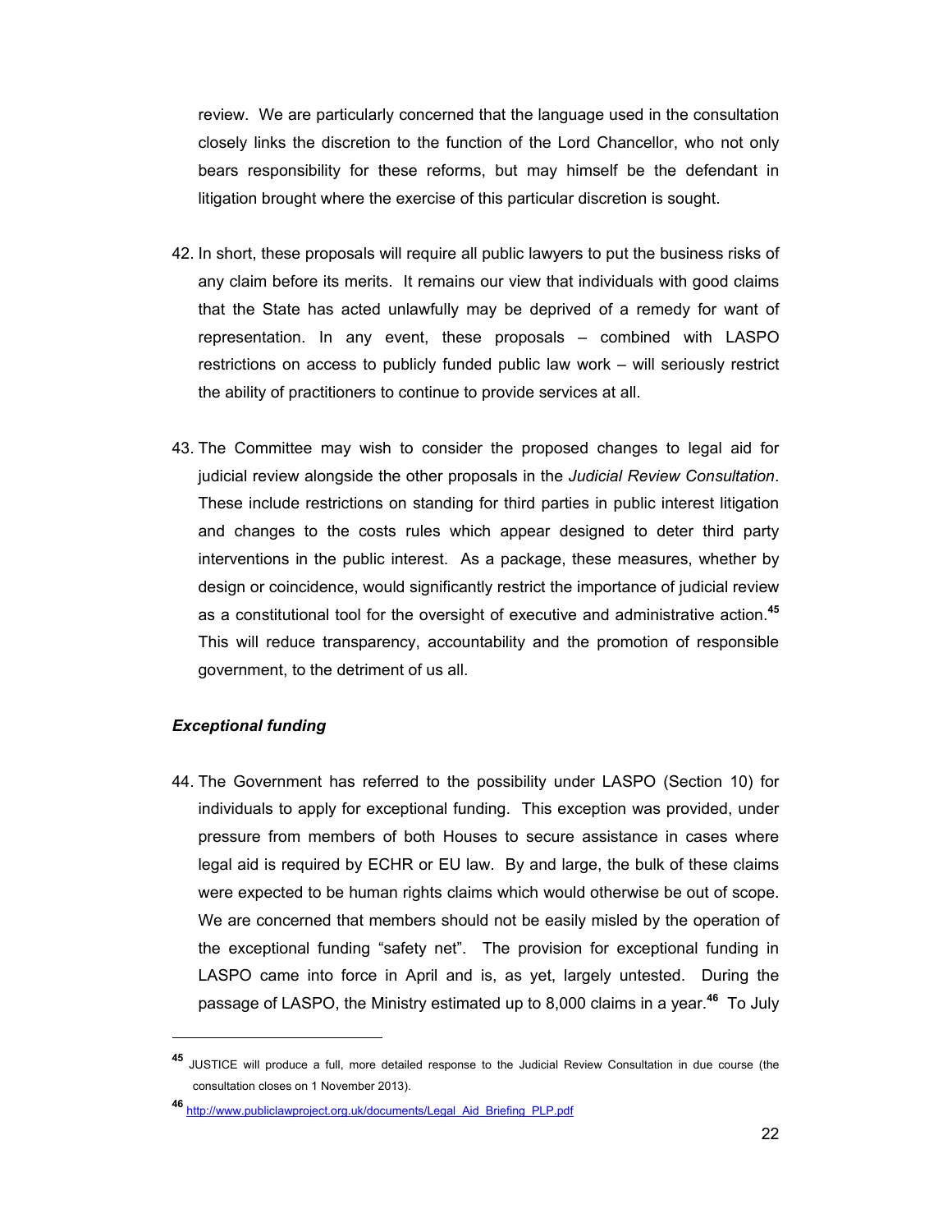review. We are particularly concerned that the language used in the consultation closely links the discretion to the function of the Lord Chancellor, who not only bears responsibility for these reforms, but may himself be the defendant in litigation brought where the exercise of this particular discretion is sought.

42. In short, these proposals will require all public lawyers to put the business risks of any claim before its merits. It remains our view that individuals with good claims that the State has acted unlawfully may be deprived of a remedy for want of representation. In any event, these proposals – combined with LASPO restrictions on access to publicly funded public law work – will seriously restrict the ability of practitioners to continue to provide services at all.

43. The Committee may wish to consider the proposed changes to legal aid for judicial review alongside the other proposals in the *Judicial Review Consultation*. These include restrictions on standing for third parties in public interest litigation and changes to the costs rules which appear designed to deter third party interventions in the public interest. As a package, these measures, whether by design or coincidence, would significantly restrict the importance of judicial review as a constitutional tool for the oversight of executive and administrative action.[45] This will reduce transparency, accountability and the promotion of responsible government, to the detriment of us all.

***Exceptional funding***

44. The Government has referred to the possibility under LASPO (Section 10) for individuals to apply for exceptional funding. This exception was provided, under pressure from members of both Houses to secure assistance in cases where legal aid is required by ECHR or EU law. By and large, the bulk of these claims were expected to be human rights claims which would otherwise be out of scope. We are concerned that members should not be easily misled by the operation of the exceptional funding "safety net". The provision for exceptional funding in LASPO came into force in April and is, as yet, largely untested. During the passage of LASPO, the Ministry estimated up to 8,000 claims in a year.[46] To July

---

[45] JUSTICE will produce a full, more detailed response to the Judicial Review Consultation in due course (the consultation closes on 1 November 2013).

[46] http://www.publiclawproject.org.uk/documents/Legal_Aid_Briefing_PLP.pdf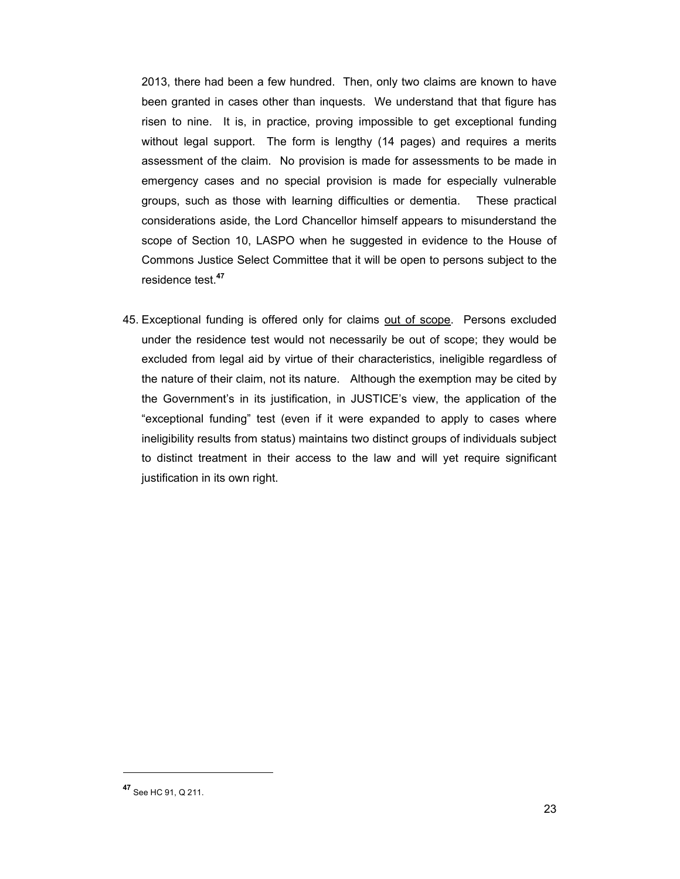2013, there had been a few hundred. Then, only two claims are known to have been granted in cases other than inquests. We understand that that figure has risen to nine. It is, in practice, proving impossible to get exceptional funding without legal support. The form is lengthy (14 pages) and requires a merits assessment of the claim. No provision is made for assessments to be made in emergency cases and no special provision is made for especially vulnerable groups, such as those with learning difficulties or dementia. These practical considerations aside, the Lord Chancellor himself appears to misunderstand the scope of Section 10, LASPO when he suggested in evidence to the House of Commons Justice Select Committee that it will be open to persons subject to the residence test.[47]

45. Exceptional funding is offered only for claims <u>out of scope</u>. Persons excluded under the residence test would not necessarily be out of scope; they would be excluded from legal aid by virtue of their characteristics, ineligible regardless of the nature of their claim, not its nature. Although the exemption may be cited by the Government's in its justification, in JUSTICE's view, the application of the "exceptional funding" test (even if it were expanded to apply to cases where ineligibility results from status) maintains two distinct groups of individuals subject to distinct treatment in their access to the law and will yet require significant justification in its own right.

---

[47] See HC 91, Q 211.